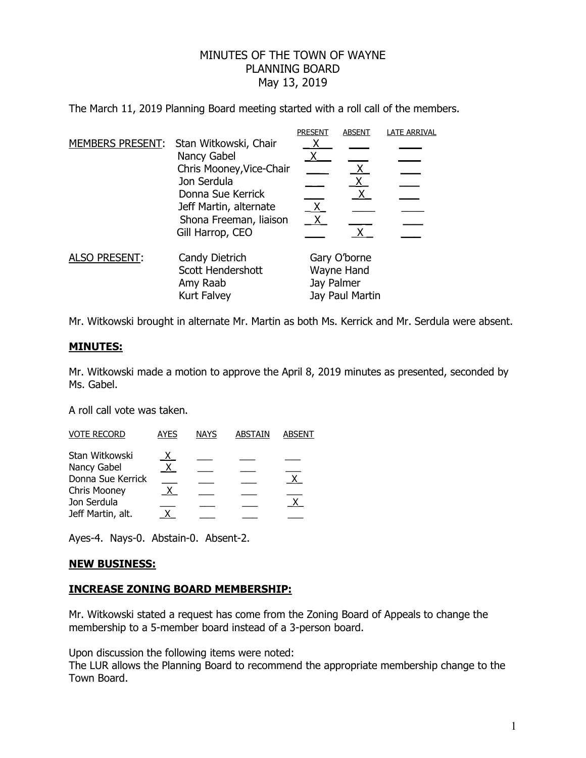# MINUTES OF THE TOWN OF WAYNE
# PLANNING BOARD
# May 13, 2019

The March 11, 2019 Planning Board meeting started with a roll call of the members.

| | | PRESENT | ABSENT | LATE ARRIVAL |
|---|---|---|---|---|
| MEMBERS PRESENT: | Stan Witkowski, Chair | X | | |
| | Nancy Gabel | X | | |
| | Chris Mooney,Vice-Chair | | X | |
| | Jon Serdula | | X | |
| | Donna Sue Kerrick | | X | |
| | Jeff Martin, alternate | X | | |
| | Shona Freeman, liaison | X | | |
| | Gill Harrop, CEO | | X | |

| | | |
|---|---|---|
| ALSO PRESENT: | Candy Dietrich | Gary O'borne |
| | Scott Hendershott | Wayne Hand |
| | Amy Raab | Jay Palmer |
| | Kurt Falvey | Jay Paul Martin |

Mr. Witkowski brought in alternate Mr. Martin as both Ms. Kerrick and Mr. Serdula were absent.

## MINUTES:

Mr. Witkowski made a motion to approve the April 8, 2019 minutes as presented, seconded by Ms. Gabel.

A roll call vote was taken.

| VOTE RECORD | AYES | NAYS | ABSTAIN | ABSENT |
|---|---|---|---|---|
| Stan Witkowski | X | | | |
| Nancy Gabel | X | | | |
| Donna Sue Kerrick | | | | X |
| Chris Mooney | X | | | |
| Jon Serdula | | | | X |
| Jeff Martin, alt. | X | | | |

Ayes-4. Nays-0. Abstain-0. Absent-2.

## NEW BUSINESS:

## INCREASE ZONING BOARD MEMBERSHIP:

Mr. Witkowski stated a request has come from the Zoning Board of Appeals to change the membership to a 5-member board instead of a 3-person board.

Upon discussion the following items were noted:
The LUR allows the Planning Board to recommend the appropriate membership change to the Town Board.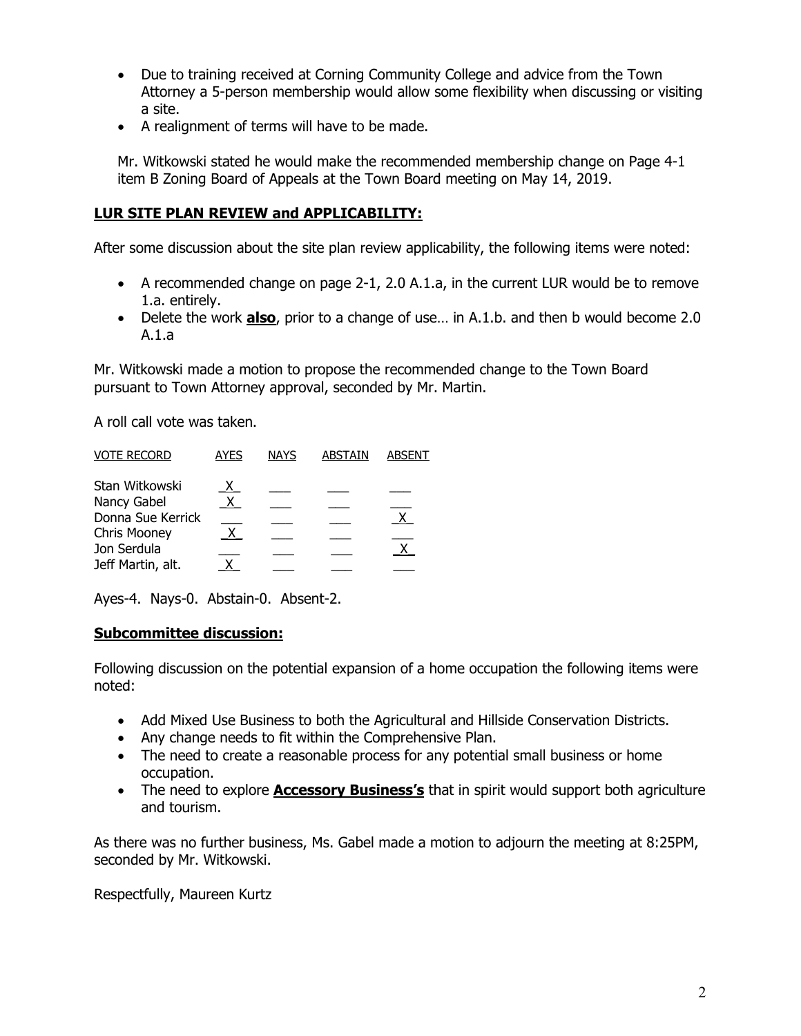- Due to training received at Corning Community College and advice from the Town Attorney a 5-person membership would allow some flexibility when discussing or visiting a site.
- A realignment of terms will have to be made.

Mr. Witkowski stated he would make the recommended membership change on Page 4-1 item B Zoning Board of Appeals at the Town Board meeting on May 14, 2019.

**LUR SITE PLAN REVIEW and APPLICABILITY:**

After some discussion about the site plan review applicability, the following items were noted:

- A recommended change on page 2-1, 2.0 A.1.a, in the current LUR would be to remove 1.a. entirely.
- Delete the work **also**, prior to a change of use… in A.1.b. and then b would become 2.0 A.1.a

Mr. Witkowski made a motion to propose the recommended change to the Town Board pursuant to Town Attorney approval, seconded by Mr. Martin.

A roll call vote was taken.

| VOTE RECORD | AYES | NAYS | ABSTAIN | ABSENT |
|---|---|---|---|---|
| Stan Witkowski | X | | | |
| Nancy Gabel | X | | | |
| Donna Sue Kerrick | | | | X |
| Chris Mooney | X | | | |
| Jon Serdula | | | | X |
| Jeff Martin, alt. | X | | | |

Ayes-4. Nays-0. Abstain-0. Absent-2.

**Subcommittee discussion:**

Following discussion on the potential expansion of a home occupation the following items were noted:

- Add Mixed Use Business to both the Agricultural and Hillside Conservation Districts.
- Any change needs to fit within the Comprehensive Plan.
- The need to create a reasonable process for any potential small business or home occupation.
- The need to explore **Accessory Business's** that in spirit would support both agriculture and tourism.

As there was no further business, Ms. Gabel made a motion to adjourn the meeting at 8:25PM, seconded by Mr. Witkowski.

Respectfully, Maureen Kurtz